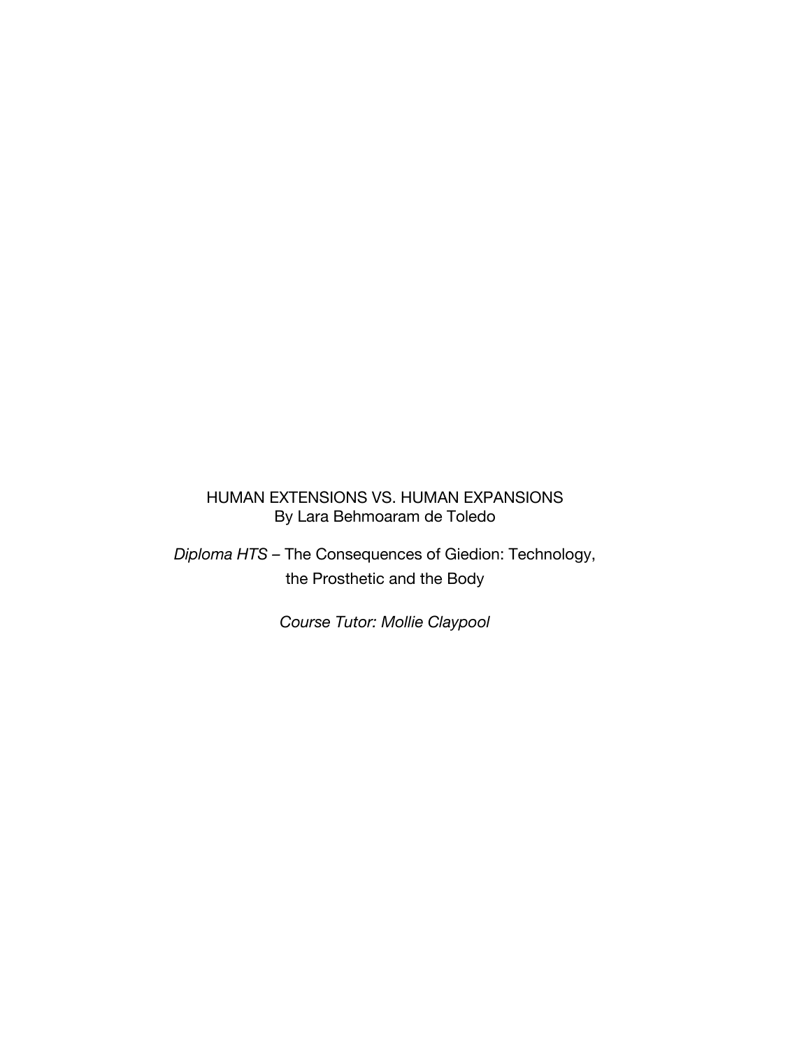# HUMAN EXTENSIONS VS. HUMAN EXPANSIONS

By Lara Behmoaram de Toledo

*Diploma HTS* – The Consequences of Giedion: Technology, the Prosthetic and the Body

*Course Tutor: Mollie Claypool*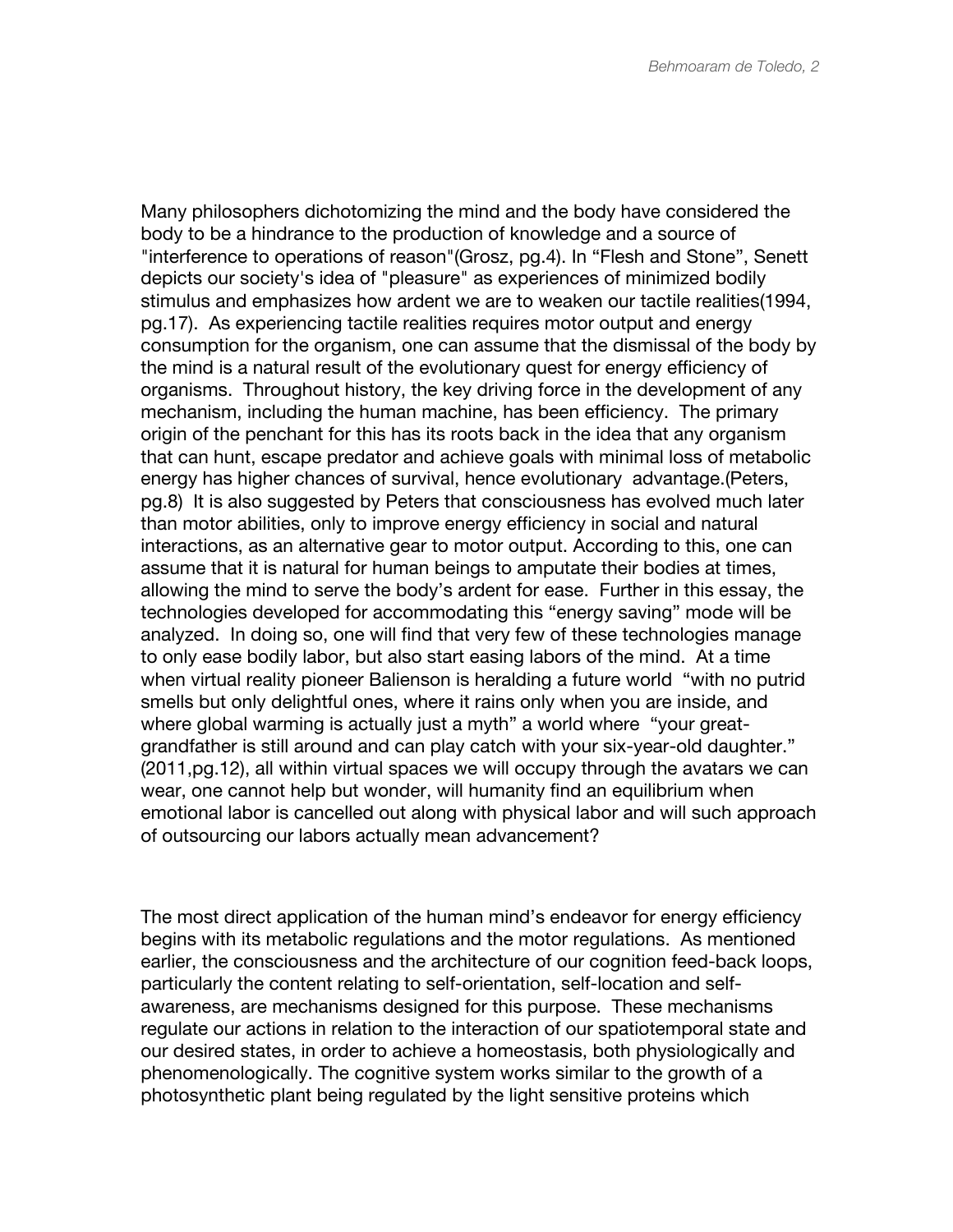Many philosophers dichotomizing the mind and the body have considered the body to be a hindrance to the production of knowledge and a source of "interference to operations of reason"(Grosz, pg.4). In "Flesh and Stone", Senett depicts our society's idea of "pleasure" as experiences of minimized bodily stimulus and emphasizes how ardent we are to weaken our tactile realities(1994, pg.17). As experiencing tactile realities requires motor output and energy consumption for the organism, one can assume that the dismissal of the body by the mind is a natural result of the evolutionary quest for energy efficiency of organisms. Throughout history, the key driving force in the development of any mechanism, including the human machine, has been efficiency. The primary origin of the penchant for this has its roots back in the idea that any organism that can hunt, escape predator and achieve goals with minimal loss of metabolic energy has higher chances of survival, hence evolutionary advantage.(Peters, pg.8) It is also suggested by Peters that consciousness has evolved much later than motor abilities, only to improve energy efficiency in social and natural interactions, as an alternative gear to motor output. According to this, one can assume that it is natural for human beings to amputate their bodies at times, allowing the mind to serve the body's ardent for ease. Further in this essay, the technologies developed for accommodating this "energy saving" mode will be analyzed. In doing so, one will find that very few of these technologies manage to only ease bodily labor, but also start easing labors of the mind. At a time when virtual reality pioneer Balienson is heralding a future world "with no putrid smells but only delightful ones, where it rains only when you are inside, and where global warming is actually just a myth" a world where "your great-grandfather is still around and can play catch with your six-year-old daughter." (2011,pg.12), all within virtual spaces we will occupy through the avatars we can wear, one cannot help but wonder, will humanity find an equilibrium when emotional labor is cancelled out along with physical labor and will such approach of outsourcing our labors actually mean advancement?

The most direct application of the human mind's endeavor for energy efficiency begins with its metabolic regulations and the motor regulations. As mentioned earlier, the consciousness and the architecture of our cognition feed-back loops, particularly the content relating to self-orientation, self-location and self-awareness, are mechanisms designed for this purpose. These mechanisms regulate our actions in relation to the interaction of our spatiotemporal state and our desired states, in order to achieve a homeostasis, both physiologically and phenomenologically. The cognitive system works similar to the growth of a photosynthetic plant being regulated by the light sensitive proteins which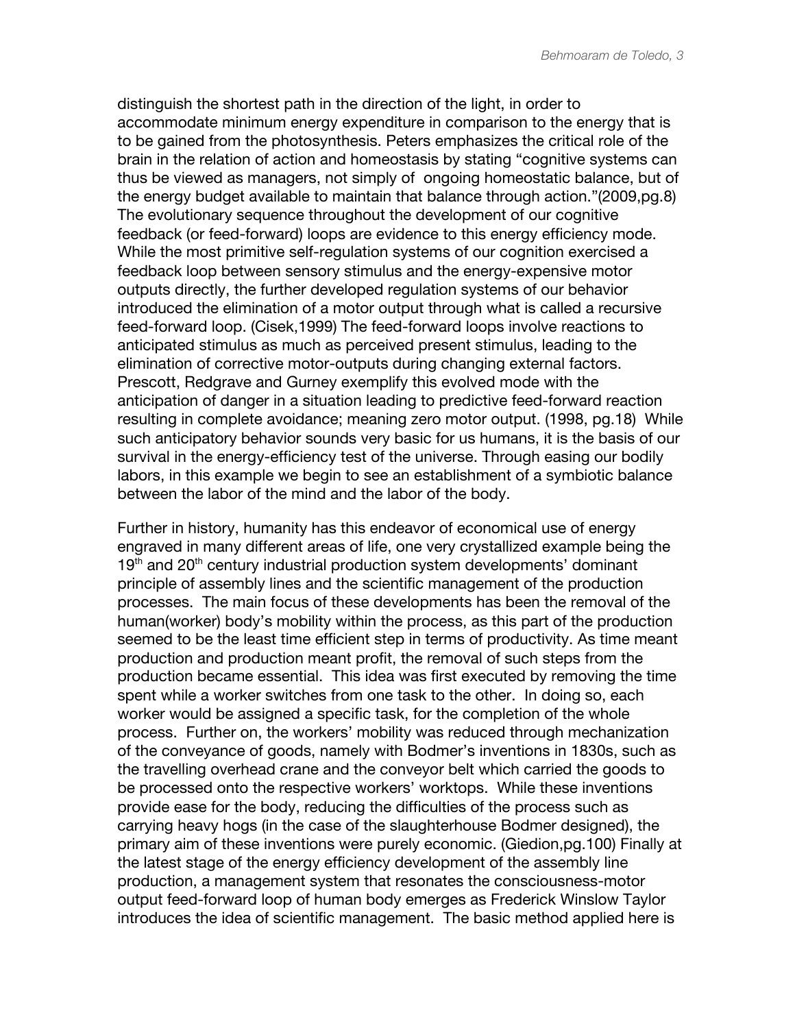distinguish the shortest path in the direction of the light, in order to accommodate minimum energy expenditure in comparison to the energy that is to be gained from the photosynthesis. Peters emphasizes the critical role of the brain in the relation of action and homeostasis by stating "cognitive systems can thus be viewed as managers, not simply of ongoing homeostatic balance, but of the energy budget available to maintain that balance through action."(2009,pg.8) The evolutionary sequence throughout the development of our cognitive feedback (or feed-forward) loops are evidence to this energy efficiency mode. While the most primitive self-regulation systems of our cognition exercised a feedback loop between sensory stimulus and the energy-expensive motor outputs directly, the further developed regulation systems of our behavior introduced the elimination of a motor output through what is called a recursive feed-forward loop. (Cisek,1999) The feed-forward loops involve reactions to anticipated stimulus as much as perceived present stimulus, leading to the elimination of corrective motor-outputs during changing external factors. Prescott, Redgrave and Gurney exemplify this evolved mode with the anticipation of danger in a situation leading to predictive feed-forward reaction resulting in complete avoidance; meaning zero motor output. (1998, pg.18) While such anticipatory behavior sounds very basic for us humans, it is the basis of our survival in the energy-efficiency test of the universe. Through easing our bodily labors, in this example we begin to see an establishment of a symbiotic balance between the labor of the mind and the labor of the body.

Further in history, humanity has this endeavor of economical use of energy engraved in many different areas of life, one very crystallized example being the 19th and 20th century industrial production system developments' dominant principle of assembly lines and the scientific management of the production processes. The main focus of these developments has been the removal of the human(worker) body's mobility within the process, as this part of the production seemed to be the least time efficient step in terms of productivity. As time meant production and production meant profit, the removal of such steps from the production became essential. This idea was first executed by removing the time spent while a worker switches from one task to the other. In doing so, each worker would be assigned a specific task, for the completion of the whole process. Further on, the workers' mobility was reduced through mechanization of the conveyance of goods, namely with Bodmer's inventions in 1830s, such as the travelling overhead crane and the conveyor belt which carried the goods to be processed onto the respective workers' worktops. While these inventions provide ease for the body, reducing the difficulties of the process such as carrying heavy hogs (in the case of the slaughterhouse Bodmer designed), the primary aim of these inventions were purely economic. (Giedion,pg.100) Finally at the latest stage of the energy efficiency development of the assembly line production, a management system that resonates the consciousness-motor output feed-forward loop of human body emerges as Frederick Winslow Taylor introduces the idea of scientific management. The basic method applied here is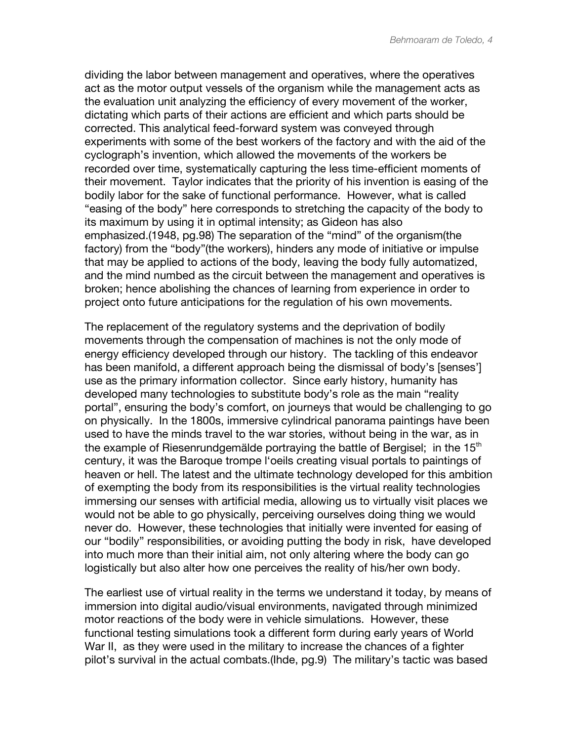dividing the labor between management and operatives, where the operatives act as the motor output vessels of the organism while the management acts as the evaluation unit analyzing the efficiency of every movement of the worker, dictating which parts of their actions are efficient and which parts should be corrected. This analytical feed-forward system was conveyed through experiments with some of the best workers of the factory and with the aid of the cyclograph's invention, which allowed the movements of the workers be recorded over time, systematically capturing the less time-efficient moments of their movement. Taylor indicates that the priority of his invention is easing of the bodily labor for the sake of functional performance. However, what is called "easing of the body" here corresponds to stretching the capacity of the body to its maximum by using it in optimal intensity; as Gideon has also emphasized.(1948, pg.98) The separation of the "mind" of the organism(the factory) from the "body"(the workers), hinders any mode of initiative or impulse that may be applied to actions of the body, leaving the body fully automatized, and the mind numbed as the circuit between the management and operatives is broken; hence abolishing the chances of learning from experience in order to project onto future anticipations for the regulation of his own movements.

The replacement of the regulatory systems and the deprivation of bodily movements through the compensation of machines is not the only mode of energy efficiency developed through our history. The tackling of this endeavor has been manifold, a different approach being the dismissal of body's [senses'] use as the primary information collector. Since early history, humanity has developed many technologies to substitute body's role as the main "reality portal", ensuring the body's comfort, on journeys that would be challenging to go on physically. In the 1800s, immersive cylindrical panorama paintings have been used to have the minds travel to the war stories, without being in the war, as in the example of Riesenrundgemälde portraying the battle of Bergisel; in the 15th century, it was the Baroque trompe l'oeils creating visual portals to paintings of heaven or hell. The latest and the ultimate technology developed for this ambition of exempting the body from its responsibilities is the virtual reality technologies immersing our senses with artificial media, allowing us to virtually visit places we would not be able to go physically, perceiving ourselves doing thing we would never do. However, these technologies that initially were invented for easing of our "bodily" responsibilities, or avoiding putting the body in risk, have developed into much more than their initial aim, not only altering where the body can go logistically but also alter how one perceives the reality of his/her own body.

The earliest use of virtual reality in the terms we understand it today, by means of immersion into digital audio/visual environments, navigated through minimized motor reactions of the body were in vehicle simulations. However, these functional testing simulations took a different form during early years of World War II, as they were used in the military to increase the chances of a fighter pilot's survival in the actual combats.(Ihde, pg.9) The military's tactic was based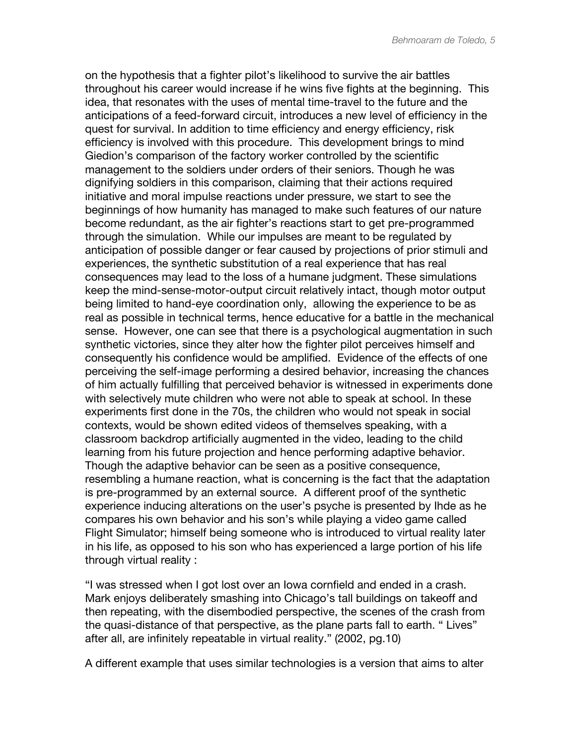on the hypothesis that a fighter pilot's likelihood to survive the air battles throughout his career would increase if he wins five fights at the beginning. This idea, that resonates with the uses of mental time-travel to the future and the anticipations of a feed-forward circuit, introduces a new level of efficiency in the quest for survival. In addition to time efficiency and energy efficiency, risk efficiency is involved with this procedure. This development brings to mind Giedion's comparison of the factory worker controlled by the scientific management to the soldiers under orders of their seniors. Though he was dignifying soldiers in this comparison, claiming that their actions required initiative and moral impulse reactions under pressure, we start to see the beginnings of how humanity has managed to make such features of our nature become redundant, as the air fighter's reactions start to get pre-programmed through the simulation. While our impulses are meant to be regulated by anticipation of possible danger or fear caused by projections of prior stimuli and experiences, the synthetic substitution of a real experience that has real consequences may lead to the loss of a humane judgment. These simulations keep the mind-sense-motor-output circuit relatively intact, though motor output being limited to hand-eye coordination only, allowing the experience to be as real as possible in technical terms, hence educative for a battle in the mechanical sense. However, one can see that there is a psychological augmentation in such synthetic victories, since they alter how the fighter pilot perceives himself and consequently his confidence would be amplified. Evidence of the effects of one perceiving the self-image performing a desired behavior, increasing the chances of him actually fulfilling that perceived behavior is witnessed in experiments done with selectively mute children who were not able to speak at school. In these experiments first done in the 70s, the children who would not speak in social contexts, would be shown edited videos of themselves speaking, with a classroom backdrop artificially augmented in the video, leading to the child learning from his future projection and hence performing adaptive behavior. Though the adaptive behavior can be seen as a positive consequence, resembling a humane reaction, what is concerning is the fact that the adaptation is pre-programmed by an external source. A different proof of the synthetic experience inducing alterations on the user's psyche is presented by Ihde as he compares his own behavior and his son's while playing a video game called Flight Simulator; himself being someone who is introduced to virtual reality later in his life, as opposed to his son who has experienced a large portion of his life through virtual reality :

"I was stressed when I got lost over an Iowa cornfield and ended in a crash. Mark enjoys deliberately smashing into Chicago's tall buildings on takeoff and then repeating, with the disembodied perspective, the scenes of the crash from the quasi-distance of that perspective, as the plane parts fall to earth. " Lives" after all, are infinitely repeatable in virtual reality." (2002, pg.10)

A different example that uses similar technologies is a version that aims to alter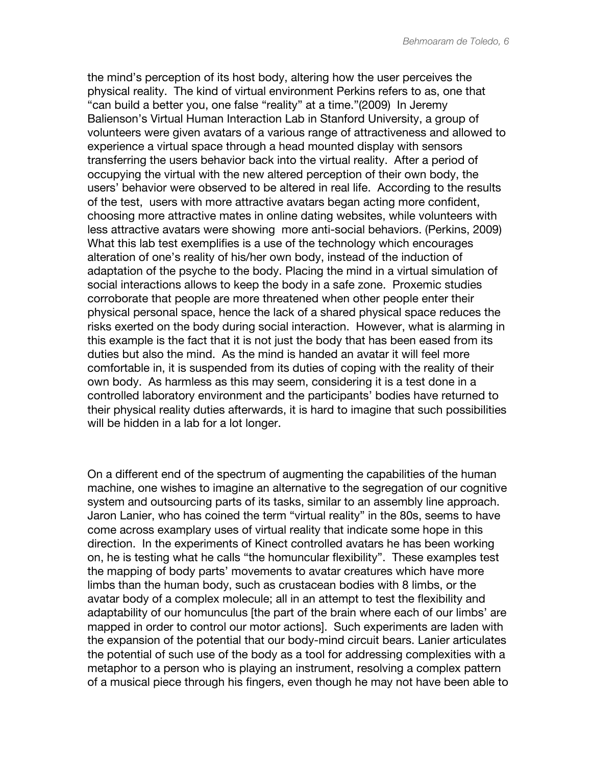the mind's perception of its host body, altering how the user perceives the physical reality. The kind of virtual environment Perkins refers to as, one that "can build a better you, one false "reality" at a time."(2009) In Jeremy Balienson's Virtual Human Interaction Lab in Stanford University, a group of volunteers were given avatars of a various range of attractiveness and allowed to experience a virtual space through a head mounted display with sensors transferring the users behavior back into the virtual reality. After a period of occupying the virtual with the new altered perception of their own body, the users' behavior were observed to be altered in real life. According to the results of the test, users with more attractive avatars began acting more confident, choosing more attractive mates in online dating websites, while volunteers with less attractive avatars were showing more anti-social behaviors. (Perkins, 2009) What this lab test exemplifies is a use of the technology which encourages alteration of one's reality of his/her own body, instead of the induction of adaptation of the psyche to the body. Placing the mind in a virtual simulation of social interactions allows to keep the body in a safe zone. Proxemic studies corroborate that people are more threatened when other people enter their physical personal space, hence the lack of a shared physical space reduces the risks exerted on the body during social interaction. However, what is alarming in this example is the fact that it is not just the body that has been eased from its duties but also the mind. As the mind is handed an avatar it will feel more comfortable in, it is suspended from its duties of coping with the reality of their own body. As harmless as this may seem, considering it is a test done in a controlled laboratory environment and the participants' bodies have returned to their physical reality duties afterwards, it is hard to imagine that such possibilities will be hidden in a lab for a lot longer.

On a different end of the spectrum of augmenting the capabilities of the human machine, one wishes to imagine an alternative to the segregation of our cognitive system and outsourcing parts of its tasks, similar to an assembly line approach. Jaron Lanier, who has coined the term "virtual reality" in the 80s, seems to have come across examplary uses of virtual reality that indicate some hope in this direction. In the experiments of Kinect controlled avatars he has been working on, he is testing what he calls "the homuncular flexibility". These examples test the mapping of body parts' movements to avatar creatures which have more limbs than the human body, such as crustacean bodies with 8 limbs, or the avatar body of a complex molecule; all in an attempt to test the flexibility and adaptability of our homunculus [the part of the brain where each of our limbs' are mapped in order to control our motor actions]. Such experiments are laden with the expansion of the potential that our body-mind circuit bears. Lanier articulates the potential of such use of the body as a tool for addressing complexities with a metaphor to a person who is playing an instrument, resolving a complex pattern of a musical piece through his fingers, even though he may not have been able to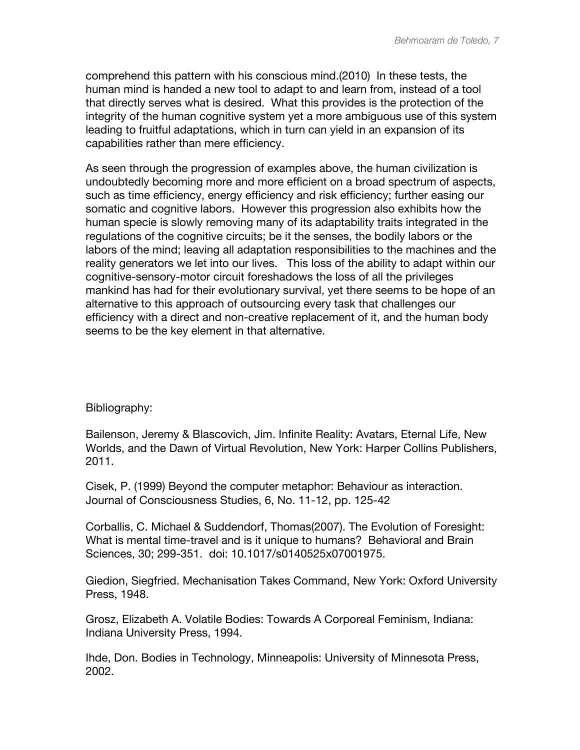comprehend this pattern with his conscious mind.(2010) In these tests, the human mind is handed a new tool to adapt to and learn from, instead of a tool that directly serves what is desired. What this provides is the protection of the integrity of the human cognitive system yet a more ambiguous use of this system leading to fruitful adaptations, which in turn can yield in an expansion of its capabilities rather than mere efficiency.

As seen through the progression of examples above, the human civilization is undoubtedly becoming more and more efficient on a broad spectrum of aspects, such as time efficiency, energy efficiency and risk efficiency; further easing our somatic and cognitive labors. However this progression also exhibits how the human specie is slowly removing many of its adaptability traits integrated in the regulations of the cognitive circuits; be it the senses, the bodily labors or the labors of the mind; leaving all adaptation responsibilities to the machines and the reality generators we let into our lives. This loss of the ability to adapt within our cognitive-sensory-motor circuit foreshadows the loss of all the privileges mankind has had for their evolutionary survival, yet there seems to be hope of an alternative to this approach of outsourcing every task that challenges our efficiency with a direct and non-creative replacement of it, and the human body seems to be the key element in that alternative.

Bibliography:

Bailenson, Jeremy & Blascovich, Jim. Infinite Reality: Avatars, Eternal Life, New Worlds, and the Dawn of Virtual Revolution, New York: Harper Collins Publishers, 2011.

Cisek, P. (1999) Beyond the computer metaphor: Behaviour as interaction. Journal of Consciousness Studies, 6, No. 11-12, pp. 125-42

Corballis, C. Michael & Suddendorf, Thomas(2007). The Evolution of Foresight: What is mental time-travel and is it unique to humans? Behavioral and Brain Sciences, 30; 299-351. doi: 10.1017/s0140525x07001975.

Giedion, Siegfried. Mechanisation Takes Command, New York: Oxford University Press, 1948.

Grosz, Elizabeth A. Volatile Bodies: Towards A Corporeal Feminism, Indiana: Indiana University Press, 1994.

Ihde, Don. Bodies in Technology, Minneapolis: University of Minnesota Press, 2002.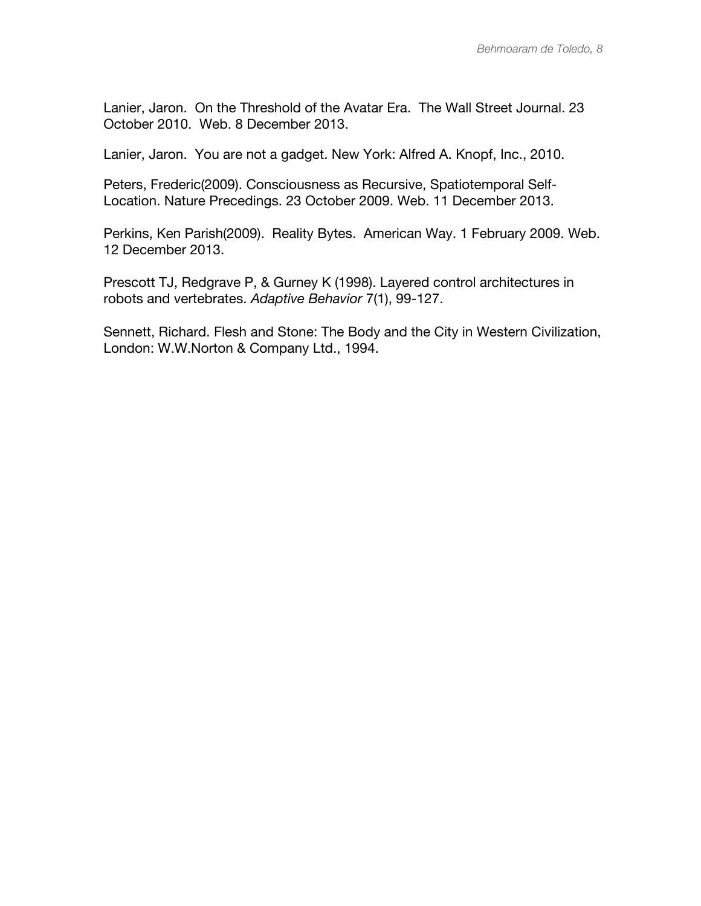Lanier, Jaron. On the Threshold of the Avatar Era. The Wall Street Journal. 23 October 2010. Web. 8 December 2013.

Lanier, Jaron. You are not a gadget. New York: Alfred A. Knopf, Inc., 2010.

Peters, Frederic(2009). Consciousness as Recursive, Spatiotemporal Self-Location. Nature Precedings. 23 October 2009. Web. 11 December 2013.

Perkins, Ken Parish(2009). Reality Bytes. American Way. 1 February 2009. Web. 12 December 2013.

Prescott TJ, Redgrave P, & Gurney K (1998). Layered control architectures in robots and vertebrates. *Adaptive Behavior* 7(1), 99-127.

Sennett, Richard. Flesh and Stone: The Body and the City in Western Civilization, London: W.W.Norton & Company Ltd., 1994.